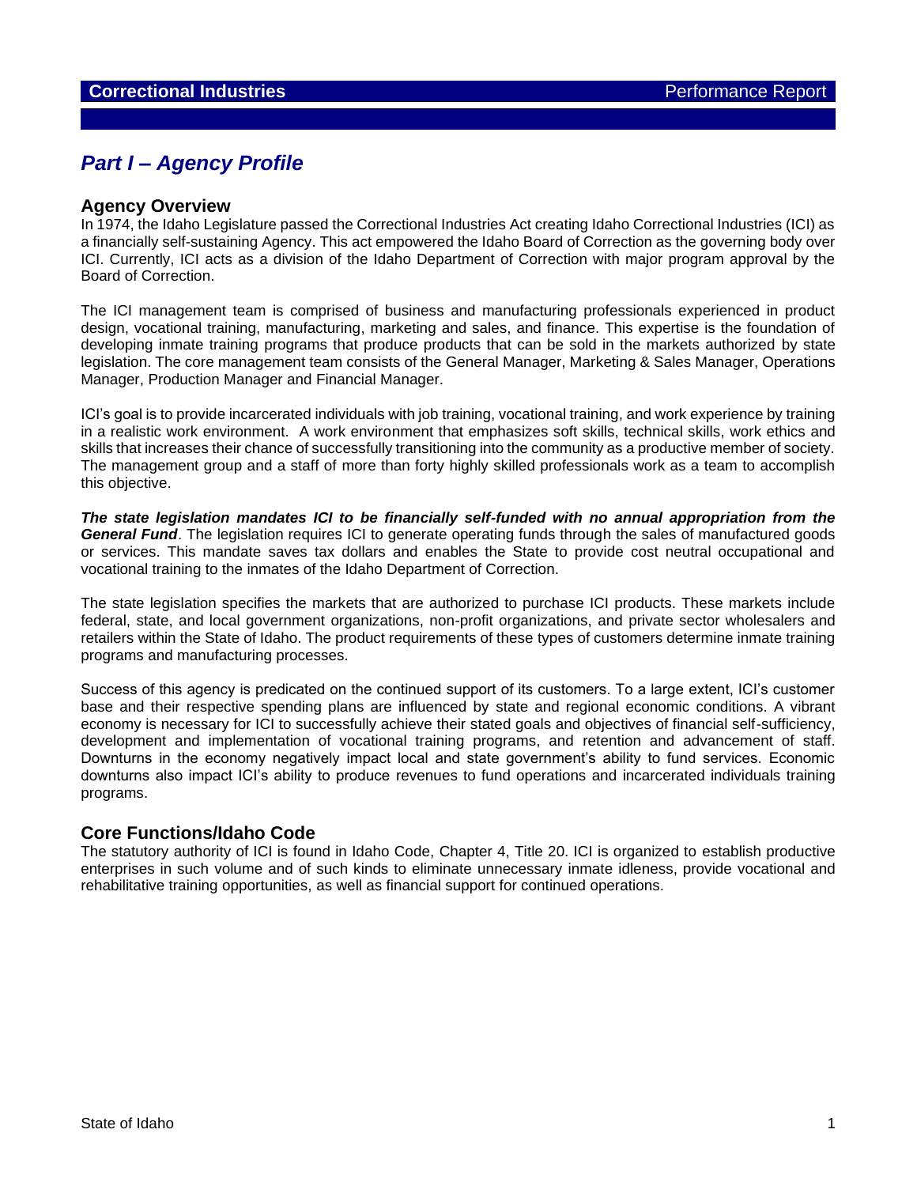# Part I – Agency Profile

## Agency Overview

In 1974, the Idaho Legislature passed the Correctional Industries Act creating Idaho Correctional Industries (ICI) as a financially self-sustaining Agency. This act empowered the Idaho Board of Correction as the governing body over ICI. Currently, ICI acts as a division of the Idaho Department of Correction with major program approval by the Board of Correction.

The ICI management team is comprised of business and manufacturing professionals experienced in product design, vocational training, manufacturing, marketing and sales, and finance. This expertise is the foundation of developing inmate training programs that produce products that can be sold in the markets authorized by state legislation. The core management team consists of the General Manager, Marketing & Sales Manager, Operations Manager, Production Manager and Financial Manager.

ICI's goal is to provide incarcerated individuals with job training, vocational training, and work experience by training in a realistic work environment. A work environment that emphasizes soft skills, technical skills, work ethics and skills that increases their chance of successfully transitioning into the community as a productive member of society. The management group and a staff of more than forty highly skilled professionals work as a team to accomplish this objective.

***The state legislation mandates ICI to be financially self-funded with no annual appropriation from the General Fund***. The legislation requires ICI to generate operating funds through the sales of manufactured goods or services. This mandate saves tax dollars and enables the State to provide cost neutral occupational and vocational training to the inmates of the Idaho Department of Correction.

The state legislation specifies the markets that are authorized to purchase ICI products. These markets include federal, state, and local government organizations, non-profit organizations, and private sector wholesalers and retailers within the State of Idaho. The product requirements of these types of customers determine inmate training programs and manufacturing processes.

Success of this agency is predicated on the continued support of its customers. To a large extent, ICI's customer base and their respective spending plans are influenced by state and regional economic conditions. A vibrant economy is necessary for ICI to successfully achieve their stated goals and objectives of financial self-sufficiency, development and implementation of vocational training programs, and retention and advancement of staff. Downturns in the economy negatively impact local and state government's ability to fund services. Economic downturns also impact ICI's ability to produce revenues to fund operations and incarcerated individuals training programs.

## Core Functions/Idaho Code

The statutory authority of ICI is found in Idaho Code, Chapter 4, Title 20. ICI is organized to establish productive enterprises in such volume and of such kinds to eliminate unnecessary inmate idleness, provide vocational and rehabilitative training opportunities, as well as financial support for continued operations.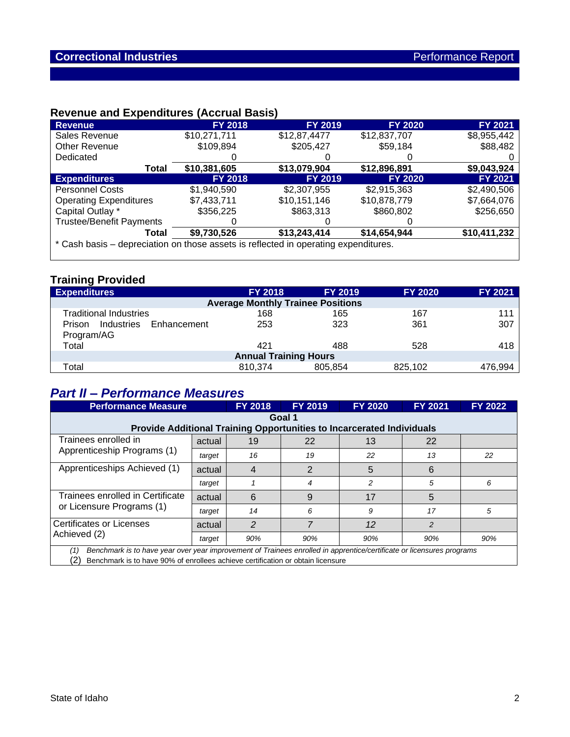Correctional Industries — Performance Report

## Revenue and Expenditures (Accrual Basis)

| Revenue | FY 2018 | FY 2019 | FY 2020 | FY 2021 |
|---|---|---|---|---|
| Sales Revenue | $10,271,711 | $12,87,4477 | $12,837,707 | $8,955,442 |
| Other Revenue | $109,894 | $205,427 | $59,184 | $88,482 |
| Dedicated | 0 | 0 | 0 | 0 |
| **Total** | **$10,381,605** | **$13,079,904** | **$12,896,891** | **$9,043,924** |
| **Expenditures** | **FY 2018** | **FY 2019** | **FY 2020** | **FY 2021** |
| Personnel Costs | $1,940,590 | $2,307,955 | $2,915,363 | $2,490,506 |
| Operating Expenditures | $7,433,711 | $10,151,146 | $10,878,779 | $7,664,076 |
| Capital Outlay * | $356,225 | $863,313 | $860,802 | $256,650 |
| Trustee/Benefit Payments | 0 | 0 | 0 | 0 |
| **Total** | **$9,730,526** | **$13,243,414** | **$14,654,944** | **$10,411,232** |

* Cash basis – depreciation on those assets is reflected in operating expenditures.

## Training Provided

| Expenditures | FY 2018 | FY 2019 | FY 2020 | FY 2021 |
|---|---|---|---|---|
| **Average Monthly Trainee Positions** | | | | |
| Traditional Industries | 168 | 165 | 167 | 111 |
| Prison Industries Enhancement Program/AG | 253 | 323 | 361 | 307 |
| Total | 421 | 488 | 528 | 418 |
| **Annual Training Hours** | | | | |
| Total | 810,374 | 805,854 | 825,102 | 476,994 |

## *Part II – Performance Measures*

| Performance Measure | | FY 2018 | FY 2019 | FY 2020 | FY 2021 | FY 2022 |
|---|---|---|---|---|---|---|
| **Goal 1 – Provide Additional Training Opportunities to Incarcerated Individuals** | | | | | | |
| Trainees enrolled in Apprenticeship Programs (1) | actual | 19 | 22 | 13 | 22 | |
| | *target* | *16* | *19* | *22* | *13* | *22* |
| Apprenticeships Achieved (1) | actual | 4 | 2 | 5 | 6 | |
| | *target* | *1* | *4* | *2* | *5* | *6* |
| Trainees enrolled in Certificate or Licensure Programs (1) | actual | 6 | 9 | 17 | 5 | |
| | *target* | *14* | *6* | *9* | *17* | *5* |
| Certificates or Licenses Achieved (2) | actual | *2* | *7* | *12* | *2* | |
| | *target* | *90%* | *90%* | *90%* | *90%* | *90%* |

*(1) Benchmark is to have year over year improvement of Trainees enrolled in apprentice/certificate or licensures programs*

(2) Benchmark is to have 90% of enrollees achieve certification or obtain licensure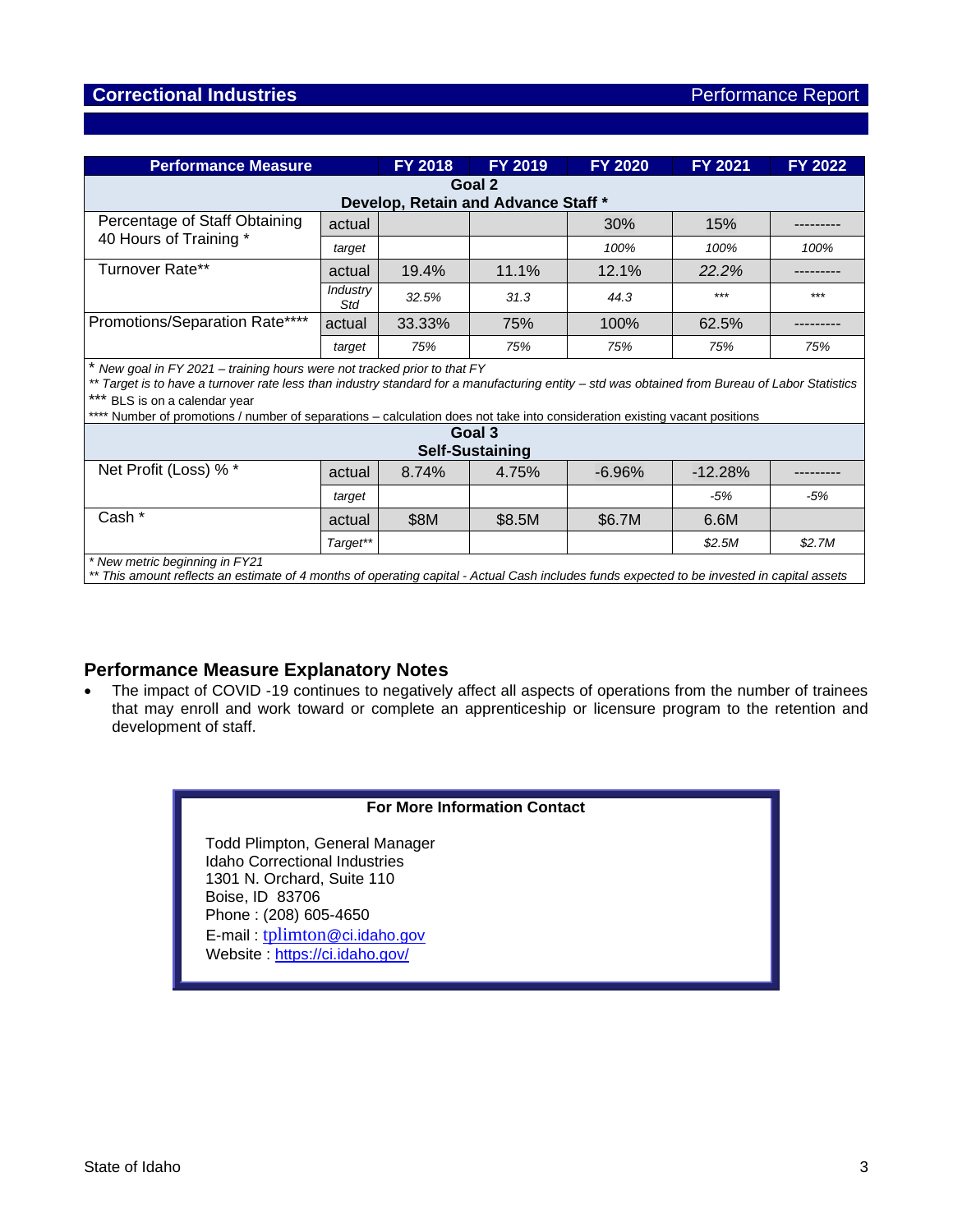## Correctional Industries — Performance Report

| Performance Measure | | FY 2018 | FY 2019 | FY 2020 | FY 2021 | FY 2022 |
|---|---|---|---|---|---|---|
| **Goal 2 — Develop, Retain and Advance Staff *** | | | | | | |
| Percentage of Staff Obtaining 40 Hours of Training * | actual | | | 30% | 15% | --------- |
| | *target* | | | *100%* | *100%* | *100%* |
| Turnover Rate** | actual | 19.4% | 11.1% | 12.1% | *22.2%* | --------- |
| | *Industry Std* | *32.5%* | *31.3* | *44.3* | *** | *** |
| Promotions/Separation Rate**** | actual | 33.33% | 75% | 100% | 62.5% | --------- |
| | *target* | *75%* | *75%* | *75%* | *75%* | *75%* |

\* *New goal in FY 2021 – training hours were not tracked prior to that FY*
\*\* *Target is to have a turnover rate less than industry standard for a manufacturing entity – std was obtained from Bureau of Labor Statistics*
\*\*\* BLS is on a calendar year
\*\*\*\* Number of promotions / number of separations – calculation does not take into consideration existing vacant positions

| Performance Measure | | FY 2018 | FY 2019 | FY 2020 | FY 2021 | FY 2022 |
|---|---|---|---|---|---|---|
| **Goal 3 — Self-Sustaining** | | | | | | |
| Net Profit (Loss) % * | actual | 8.74% | 4.75% | -6.96% | -12.28% | --------- |
| | *target* | | | | *-5%* | *-5%* |
| Cash * | actual | $8M | $8.5M | $6.7M | 6.6M | |
| | *Target*** | | | | *$2.5M* | *$2.7M* |

\* *New metric beginning in FY21*
\*\* *This amount reflects an estimate of 4 months of operating capital - Actual Cash includes funds expected to be invested in capital assets*

## Performance Measure Explanatory Notes

- The impact of COVID -19 continues to negatively affect all aspects of operations from the number of trainees that may enroll and work toward or complete an apprenticeship or licensure program to the retention and development of staff.

**For More Information Contact**

Todd Plimpton, General Manager
Idaho Correctional Industries
1301 N. Orchard, Suite 110
Boise, ID 83706
Phone : (208) 605-4650
E-mail : tplimton@ci.idaho.gov
Website : https://ci.idaho.gov/